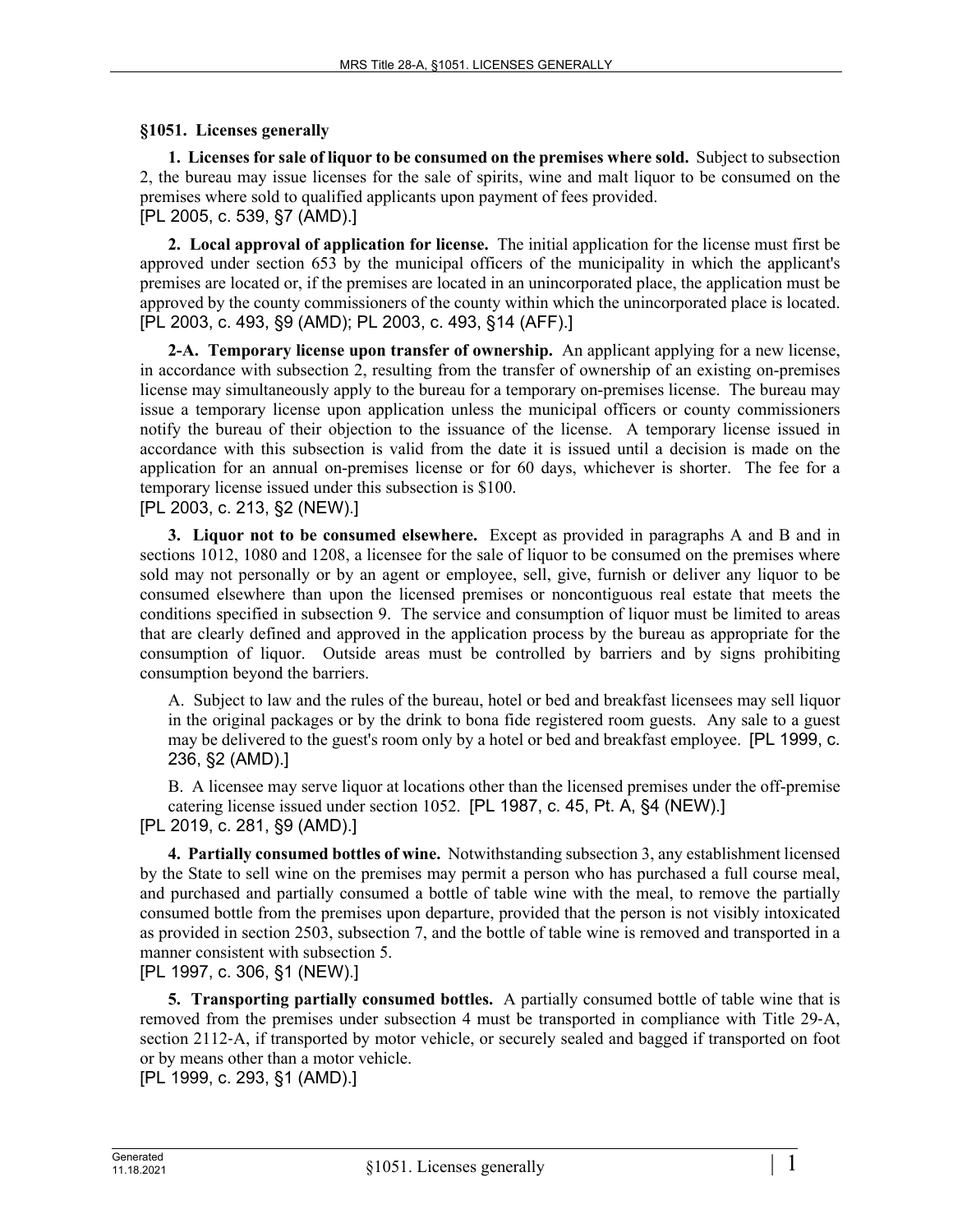## §1051. Licenses generally

**1. Licenses for sale of liquor to be consumed on the premises where sold.** Subject to subsection 2, the bureau may issue licenses for the sale of spirits, wine and malt liquor to be consumed on the premises where sold to qualified applicants upon payment of fees provided.
[PL 2005, c. 539, §7 (AMD).]

**2. Local approval of application for license.** The initial application for the license must first be approved under section 653 by the municipal officers of the municipality in which the applicant's premises are located or, if the premises are located in an unincorporated place, the application must be approved by the county commissioners of the county within which the unincorporated place is located.
[PL 2003, c. 493, §9 (AMD); PL 2003, c. 493, §14 (AFF).]

**2-A. Temporary license upon transfer of ownership.** An applicant applying for a new license, in accordance with subsection 2, resulting from the transfer of ownership of an existing on-premises license may simultaneously apply to the bureau for a temporary on-premises license. The bureau may issue a temporary license upon application unless the municipal officers or county commissioners notify the bureau of their objection to the issuance of the license. A temporary license issued in accordance with this subsection is valid from the date it is issued until a decision is made on the application for an annual on-premises license or for 60 days, whichever is shorter. The fee for a temporary license issued under this subsection is $100.
[PL 2003, c. 213, §2 (NEW).]

**3. Liquor not to be consumed elsewhere.** Except as provided in paragraphs A and B and in sections 1012, 1080 and 1208, a licensee for the sale of liquor to be consumed on the premises where sold may not personally or by an agent or employee, sell, give, furnish or deliver any liquor to be consumed elsewhere than upon the licensed premises or noncontiguous real estate that meets the conditions specified in subsection 9. The service and consumption of liquor must be limited to areas that are clearly defined and approved in the application process by the bureau as appropriate for the consumption of liquor. Outside areas must be controlled by barriers and by signs prohibiting consumption beyond the barriers.

A. Subject to law and the rules of the bureau, hotel or bed and breakfast licensees may sell liquor in the original packages or by the drink to bona fide registered room guests. Any sale to a guest may be delivered to the guest's room only by a hotel or bed and breakfast employee. [PL 1999, c. 236, §2 (AMD).]

B. A licensee may serve liquor at locations other than the licensed premises under the off-premise catering license issued under section 1052. [PL 1987, c. 45, Pt. A, §4 (NEW).]

[PL 2019, c. 281, §9 (AMD).]

**4. Partially consumed bottles of wine.** Notwithstanding subsection 3, any establishment licensed by the State to sell wine on the premises may permit a person who has purchased a full course meal, and purchased and partially consumed a bottle of table wine with the meal, to remove the partially consumed bottle from the premises upon departure, provided that the person is not visibly intoxicated as provided in section 2503, subsection 7, and the bottle of table wine is removed and transported in a manner consistent with subsection 5.
[PL 1997, c. 306, §1 (NEW).]

**5. Transporting partially consumed bottles.** A partially consumed bottle of table wine that is removed from the premises under subsection 4 must be transported in compliance with Title 29-A, section 2112-A, if transported by motor vehicle, or securely sealed and bagged if transported on foot or by means other than a motor vehicle.
[PL 1999, c. 293, §1 (AMD).]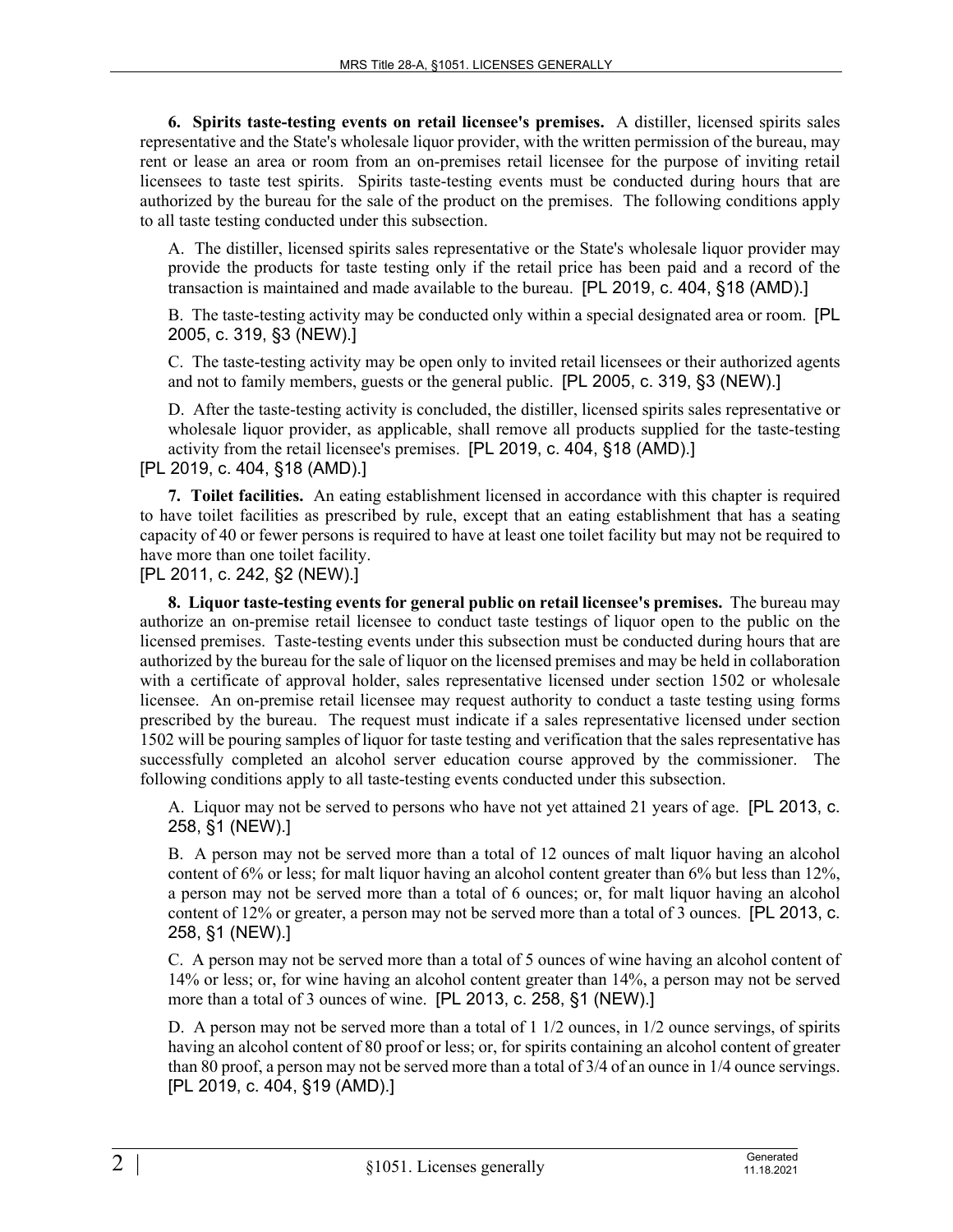**6. Spirits taste-testing events on retail licensee's premises.** A distiller, licensed spirits sales representative and the State's wholesale liquor provider, with the written permission of the bureau, may rent or lease an area or room from an on-premises retail licensee for the purpose of inviting retail licensees to taste test spirits. Spirits taste-testing events must be conducted during hours that are authorized by the bureau for the sale of the product on the premises. The following conditions apply to all taste testing conducted under this subsection.

A. The distiller, licensed spirits sales representative or the State's wholesale liquor provider may provide the products for taste testing only if the retail price has been paid and a record of the transaction is maintained and made available to the bureau. [PL 2019, c. 404, §18 (AMD).]

B. The taste-testing activity may be conducted only within a special designated area or room. [PL 2005, c. 319, §3 (NEW).]

C. The taste-testing activity may be open only to invited retail licensees or their authorized agents and not to family members, guests or the general public. [PL 2005, c. 319, §3 (NEW).]

D. After the taste-testing activity is concluded, the distiller, licensed spirits sales representative or wholesale liquor provider, as applicable, shall remove all products supplied for the taste-testing activity from the retail licensee's premises. [PL 2019, c. 404, §18 (AMD).]

[PL 2019, c. 404, §18 (AMD).]

**7. Toilet facilities.** An eating establishment licensed in accordance with this chapter is required to have toilet facilities as prescribed by rule, except that an eating establishment that has a seating capacity of 40 or fewer persons is required to have at least one toilet facility but may not be required to have more than one toilet facility.

[PL 2011, c. 242, §2 (NEW).]

**8. Liquor taste-testing events for general public on retail licensee's premises.** The bureau may authorize an on-premise retail licensee to conduct taste testings of liquor open to the public on the licensed premises. Taste-testing events under this subsection must be conducted during hours that are authorized by the bureau for the sale of liquor on the licensed premises and may be held in collaboration with a certificate of approval holder, sales representative licensed under section 1502 or wholesale licensee. An on-premise retail licensee may request authority to conduct a taste testing using forms prescribed by the bureau. The request must indicate if a sales representative licensed under section 1502 will be pouring samples of liquor for taste testing and verification that the sales representative has successfully completed an alcohol server education course approved by the commissioner. The following conditions apply to all taste-testing events conducted under this subsection.

A. Liquor may not be served to persons who have not yet attained 21 years of age. [PL 2013, c. 258, §1 (NEW).]

B. A person may not be served more than a total of 12 ounces of malt liquor having an alcohol content of 6% or less; for malt liquor having an alcohol content greater than 6% but less than 12%, a person may not be served more than a total of 6 ounces; or, for malt liquor having an alcohol content of 12% or greater, a person may not be served more than a total of 3 ounces. [PL 2013, c. 258, §1 (NEW).]

C. A person may not be served more than a total of 5 ounces of wine having an alcohol content of 14% or less; or, for wine having an alcohol content greater than 14%, a person may not be served more than a total of 3 ounces of wine. [PL 2013, c. 258, §1 (NEW).]

D. A person may not be served more than a total of 1 1/2 ounces, in 1/2 ounce servings, of spirits having an alcohol content of 80 proof or less; or, for spirits containing an alcohol content of greater than 80 proof, a person may not be served more than a total of 3/4 of an ounce in 1/4 ounce servings. [PL 2019, c. 404, §19 (AMD).]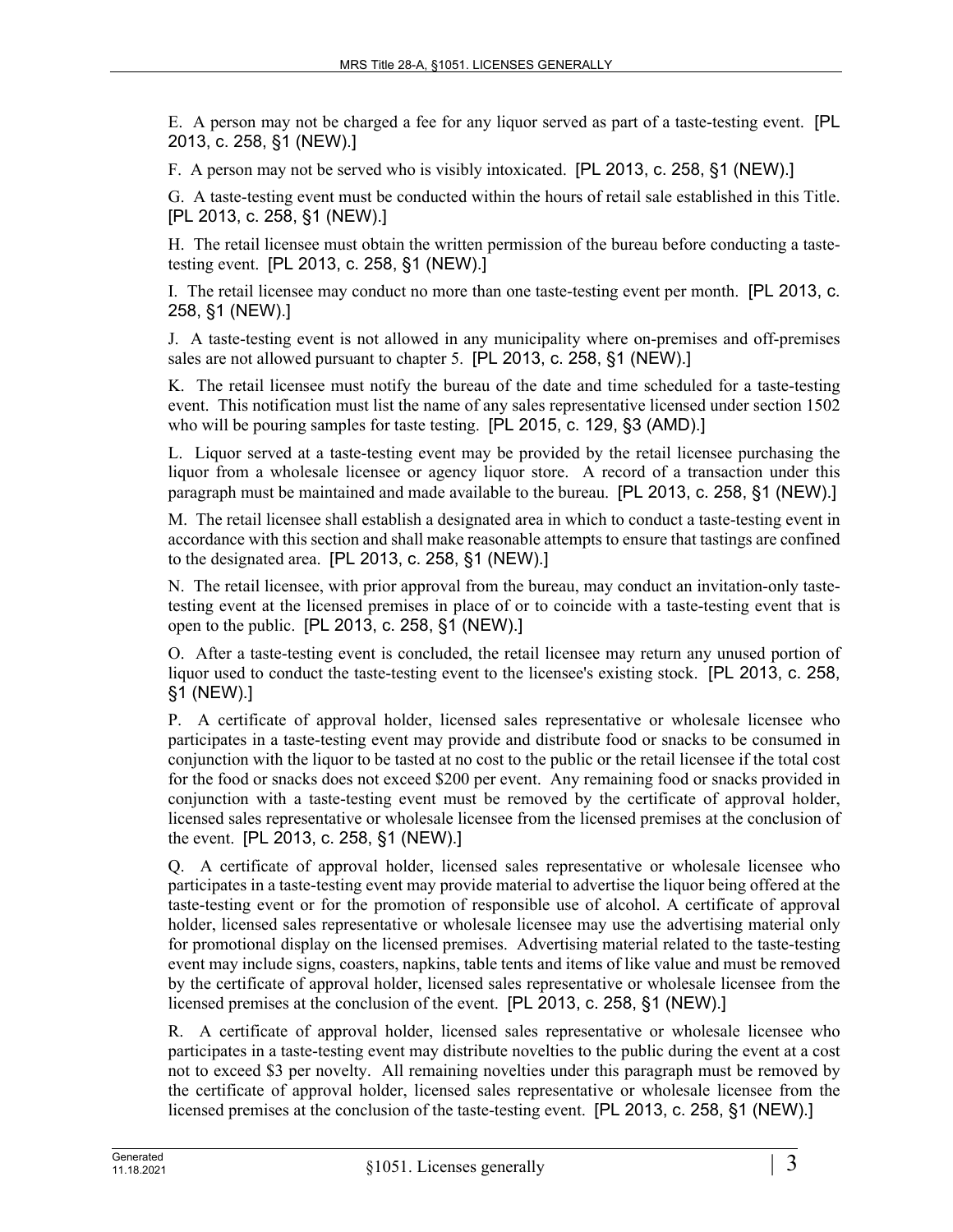E. A person may not be charged a fee for any liquor served as part of a taste-testing event. [PL 2013, c. 258, §1 (NEW).]

F. A person may not be served who is visibly intoxicated. [PL 2013, c. 258, §1 (NEW).]

G. A taste-testing event must be conducted within the hours of retail sale established in this Title. [PL 2013, c. 258, §1 (NEW).]

H. The retail licensee must obtain the written permission of the bureau before conducting a taste-testing event. [PL 2013, c. 258, §1 (NEW).]

I. The retail licensee may conduct no more than one taste-testing event per month. [PL 2013, c. 258, §1 (NEW).]

J. A taste-testing event is not allowed in any municipality where on-premises and off-premises sales are not allowed pursuant to chapter 5. [PL 2013, c. 258, §1 (NEW).]

K. The retail licensee must notify the bureau of the date and time scheduled for a taste-testing event. This notification must list the name of any sales representative licensed under section 1502 who will be pouring samples for taste testing. [PL 2015, c. 129, §3 (AMD).]

L. Liquor served at a taste-testing event may be provided by the retail licensee purchasing the liquor from a wholesale licensee or agency liquor store. A record of a transaction under this paragraph must be maintained and made available to the bureau. [PL 2013, c. 258, §1 (NEW).]

M. The retail licensee shall establish a designated area in which to conduct a taste-testing event in accordance with this section and shall make reasonable attempts to ensure that tastings are confined to the designated area. [PL 2013, c. 258, §1 (NEW).]

N. The retail licensee, with prior approval from the bureau, may conduct an invitation-only taste-testing event at the licensed premises in place of or to coincide with a taste-testing event that is open to the public. [PL 2013, c. 258, §1 (NEW).]

O. After a taste-testing event is concluded, the retail licensee may return any unused portion of liquor used to conduct the taste-testing event to the licensee's existing stock. [PL 2013, c. 258, §1 (NEW).]

P. A certificate of approval holder, licensed sales representative or wholesale licensee who participates in a taste-testing event may provide and distribute food or snacks to be consumed in conjunction with the liquor to be tasted at no cost to the public or the retail licensee if the total cost for the food or snacks does not exceed $200 per event. Any remaining food or snacks provided in conjunction with a taste-testing event must be removed by the certificate of approval holder, licensed sales representative or wholesale licensee from the licensed premises at the conclusion of the event. [PL 2013, c. 258, §1 (NEW).]

Q. A certificate of approval holder, licensed sales representative or wholesale licensee who participates in a taste-testing event may provide material to advertise the liquor being offered at the taste-testing event or for the promotion of responsible use of alcohol. A certificate of approval holder, licensed sales representative or wholesale licensee may use the advertising material only for promotional display on the licensed premises. Advertising material related to the taste-testing event may include signs, coasters, napkins, table tents and items of like value and must be removed by the certificate of approval holder, licensed sales representative or wholesale licensee from the licensed premises at the conclusion of the event. [PL 2013, c. 258, §1 (NEW).]

R. A certificate of approval holder, licensed sales representative or wholesale licensee who participates in a taste-testing event may distribute novelties to the public during the event at a cost not to exceed $3 per novelty. All remaining novelties under this paragraph must be removed by the certificate of approval holder, licensed sales representative or wholesale licensee from the licensed premises at the conclusion of the taste-testing event. [PL 2013, c. 258, §1 (NEW).]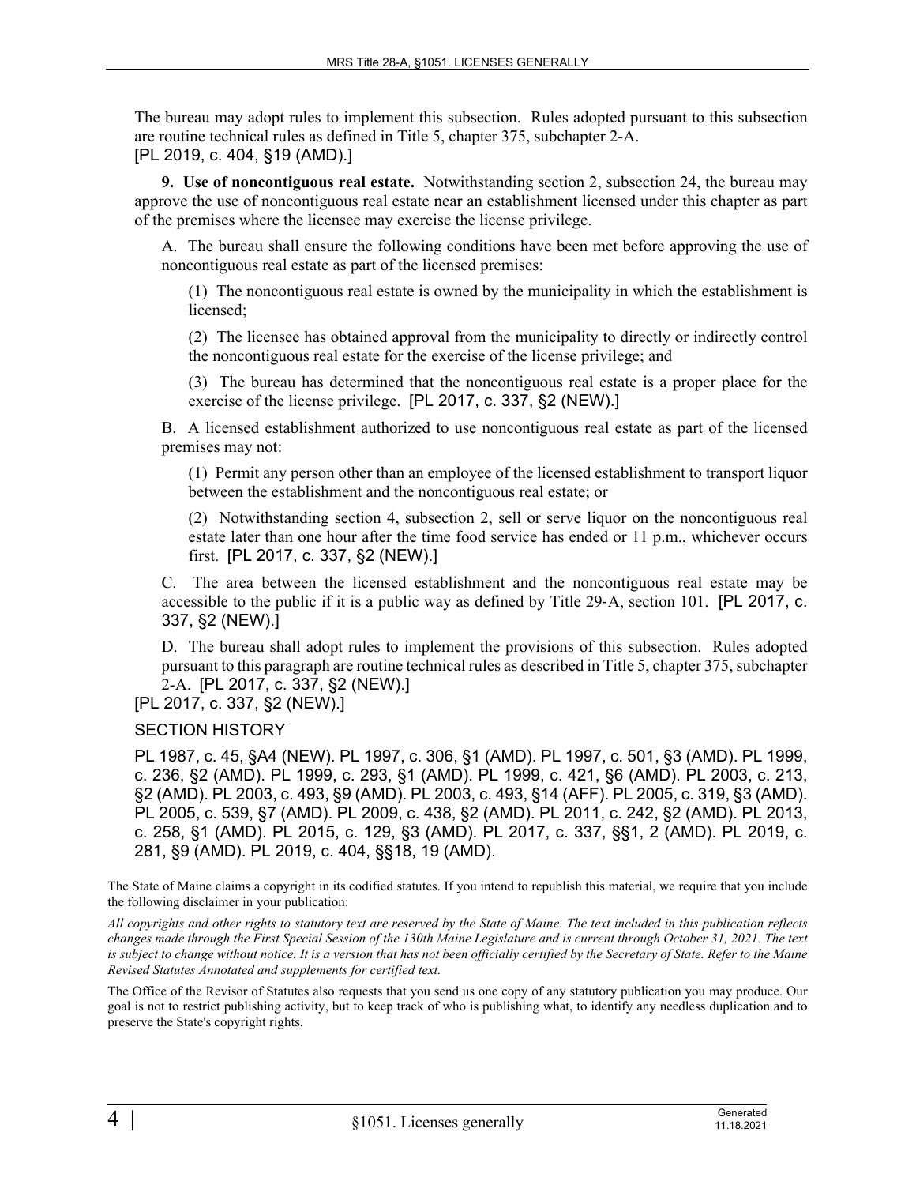The bureau may adopt rules to implement this subsection. Rules adopted pursuant to this subsection are routine technical rules as defined in Title 5, chapter 375, subchapter 2-A.
[PL 2019, c. 404, §19 (AMD).]

**9. Use of noncontiguous real estate.** Notwithstanding section 2, subsection 24, the bureau may approve the use of noncontiguous real estate near an establishment licensed under this chapter as part of the premises where the licensee may exercise the license privilege.

A. The bureau shall ensure the following conditions have been met before approving the use of noncontiguous real estate as part of the licensed premises:

(1) The noncontiguous real estate is owned by the municipality in which the establishment is licensed;

(2) The licensee has obtained approval from the municipality to directly or indirectly control the noncontiguous real estate for the exercise of the license privilege; and

(3) The bureau has determined that the noncontiguous real estate is a proper place for the exercise of the license privilege. [PL 2017, c. 337, §2 (NEW).]

B. A licensed establishment authorized to use noncontiguous real estate as part of the licensed premises may not:

(1) Permit any person other than an employee of the licensed establishment to transport liquor between the establishment and the noncontiguous real estate; or

(2) Notwithstanding section 4, subsection 2, sell or serve liquor on the noncontiguous real estate later than one hour after the time food service has ended or 11 p.m., whichever occurs first. [PL 2017, c. 337, §2 (NEW).]

C. The area between the licensed establishment and the noncontiguous real estate may be accessible to the public if it is a public way as defined by Title 29-A, section 101. [PL 2017, c. 337, §2 (NEW).]

D. The bureau shall adopt rules to implement the provisions of this subsection. Rules adopted pursuant to this paragraph are routine technical rules as described in Title 5, chapter 375, subchapter 2-A. [PL 2017, c. 337, §2 (NEW).]

[PL 2017, c. 337, §2 (NEW).]

SECTION HISTORY

PL 1987, c. 45, §A4 (NEW). PL 1997, c. 306, §1 (AMD). PL 1997, c. 501, §3 (AMD). PL 1999, c. 236, §2 (AMD). PL 1999, c. 293, §1 (AMD). PL 1999, c. 421, §6 (AMD). PL 2003, c. 213, §2 (AMD). PL 2003, c. 493, §9 (AMD). PL 2003, c. 493, §14 (AFF). PL 2005, c. 319, §3 (AMD). PL 2005, c. 539, §7 (AMD). PL 2009, c. 438, §2 (AMD). PL 2011, c. 242, §2 (AMD). PL 2013, c. 258, §1 (AMD). PL 2015, c. 129, §3 (AMD). PL 2017, c. 337, §§1, 2 (AMD). PL 2019, c. 281, §9 (AMD). PL 2019, c. 404, §§18, 19 (AMD).

The State of Maine claims a copyright in its codified statutes. If you intend to republish this material, we require that you include the following disclaimer in your publication:

*All copyrights and other rights to statutory text are reserved by the State of Maine. The text included in this publication reflects changes made through the First Special Session of the 130th Maine Legislature and is current through October 31, 2021. The text is subject to change without notice. It is a version that has not been officially certified by the Secretary of State. Refer to the Maine Revised Statutes Annotated and supplements for certified text.*

The Office of the Revisor of Statutes also requests that you send us one copy of any statutory publication you may produce. Our goal is not to restrict publishing activity, but to keep track of who is publishing what, to identify any needless duplication and to preserve the State's copyright rights.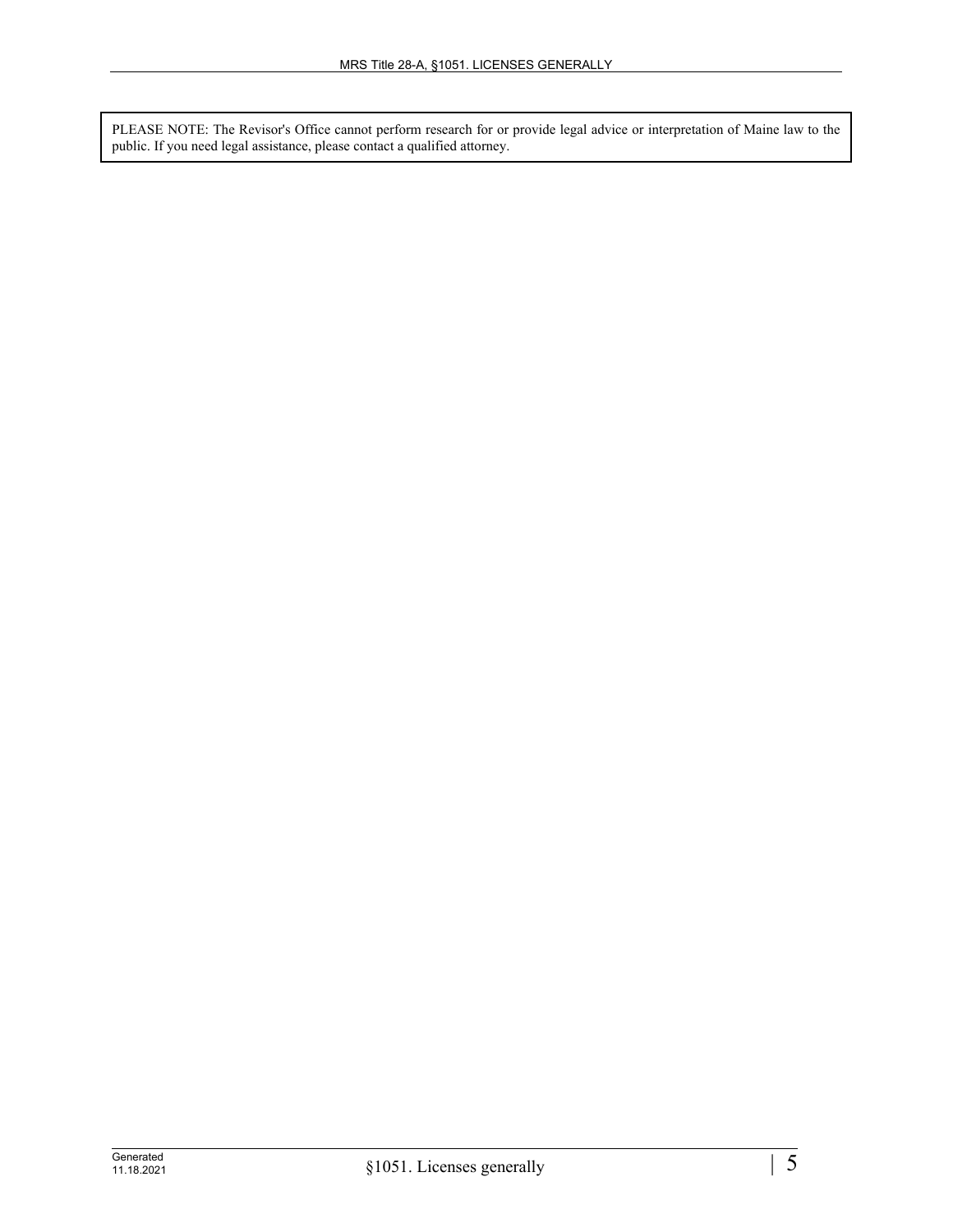PLEASE NOTE: The Revisor's Office cannot perform research for or provide legal advice or interpretation of Maine law to the public. If you need legal assistance, please contact a qualified attorney.